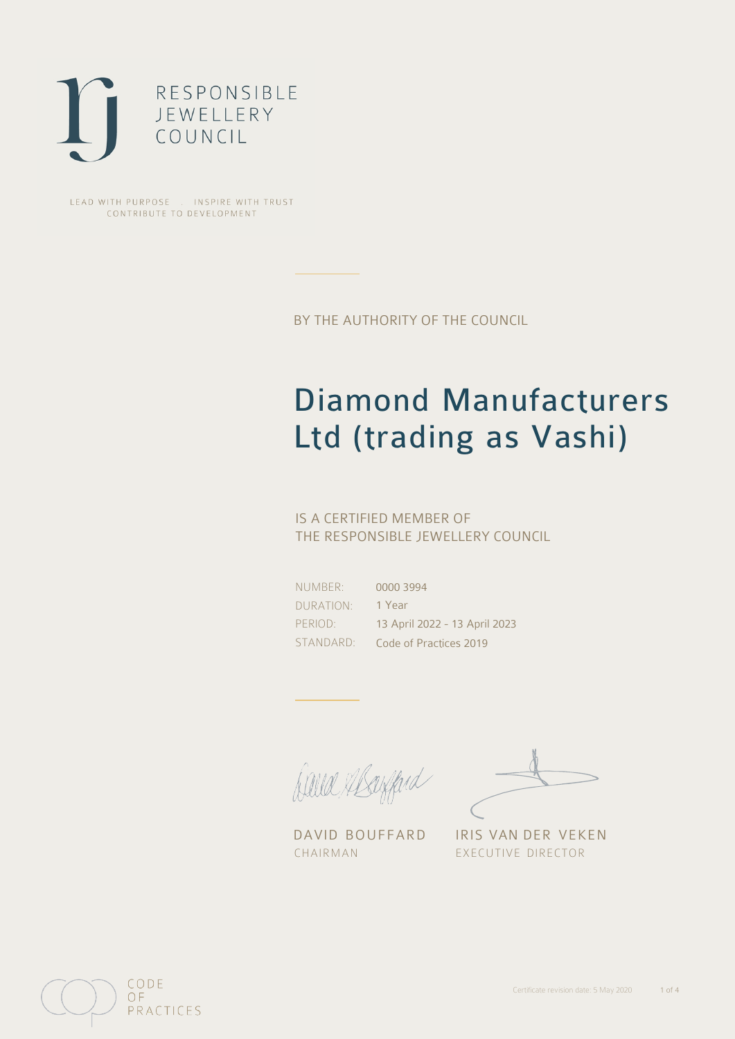RESPONSIBLE
JEWELLERY
COUNCIL

LEAD WITH PURPOSE . INSPIRE WITH TRUST
CONTRIBUTE TO DEVELOPMENT

BY THE AUTHORITY OF THE COUNCIL

# Diamond Manufacturers Ltd (trading as Vashi)

IS A CERTIFIED MEMBER OF
THE RESPONSIBLE JEWELLERY COUNCIL

| | |
|---|---|
| NUMBER: | 0000 3994 |
| DURATION: | 1 Year |
| PERIOD: | 13 April 2022 - 13 April 2023 |
| STANDARD: | Code of Practices 2019 |

DAVID BOUFFARD
CHAIRMAN

IRIS VAN DER VEKEN
EXECUTIVE DIRECTOR

CODE
OF
PRACTICES

Certificate revision date: 5 May 2020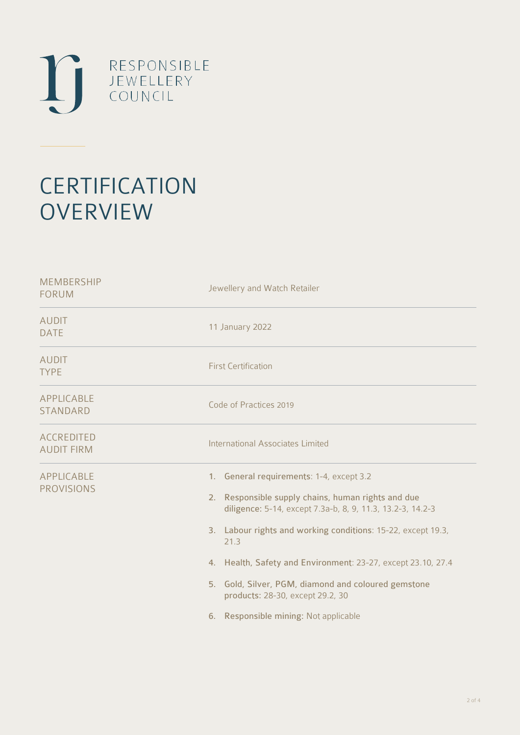RESPONSIBLE JEWELLERY COUNCIL

# CERTIFICATION OVERVIEW

| | |
|---|---|
| MEMBERSHIP FORUM | Jewellery and Watch Retailer |
| AUDIT DATE | 11 January 2022 |
| AUDIT TYPE | First Certification |
| APPLICABLE STANDARD | Code of Practices 2019 |
| ACCREDITED AUDIT FIRM | International Associates Limited |
| APPLICABLE PROVISIONS | 1. **General requirements**: 1-4, except 3.2<br>2. **Responsible supply chains, human rights and due diligence**: 5-14, except 7.3a-b, 8, 9, 11.3, 13.2-3, 14.2-3<br>3. **Labour rights and working conditions**: 15-22, except 19.3, 21.3<br>4. **Health, Safety and Environment**: 23-27, except 23.10, 27.4<br>5. **Gold, Silver, PGM, diamond and coloured gemstone products**: 28-30, except 29.2, 30<br>6. **Responsible mining**: Not applicable |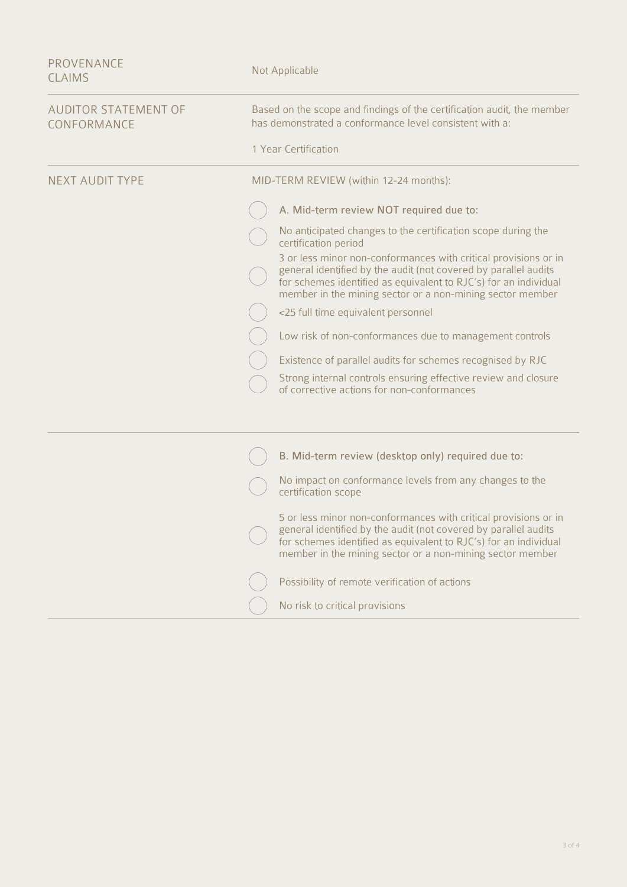| | |
|---|---|
| PROVENANCE CLAIMS | Not Applicable |
| AUDITOR STATEMENT OF CONFORMANCE | Based on the scope and findings of the certification audit, the member has demonstrated a conformance level consistent with a:<br><br>1 Year Certification |
| NEXT AUDIT TYPE | MID-TERM REVIEW (within 12-24 months):<br><br>◯ A. Mid-term review NOT required due to:<br>◯ No anticipated changes to the certification scope during the certification period<br>◯ 3 or less minor non-conformances with critical provisions or in general identified by the audit (not covered by parallel audits for schemes identified as equivalent to RJC's) for an individual member in the mining sector or a non-mining sector member<br>◯ <25 full time equivalent personnel<br>◯ Low risk of non-conformances due to management controls<br>◯ Existence of parallel audits for schemes recognised by RJC<br>◯ Strong internal controls ensuring effective review and closure of corrective actions for non-conformances |
| | ◯ B. Mid-term review (desktop only) required due to:<br>◯ No impact on conformance levels from any changes to the certification scope<br>◯ 5 or less minor non-conformances with critical provisions or in general identified by the audit (not covered by parallel audits for schemes identified as equivalent to RJC's) for an individual member in the mining sector or a non-mining sector member<br>◯ Possibility of remote verification of actions<br>◯ No risk to critical provisions |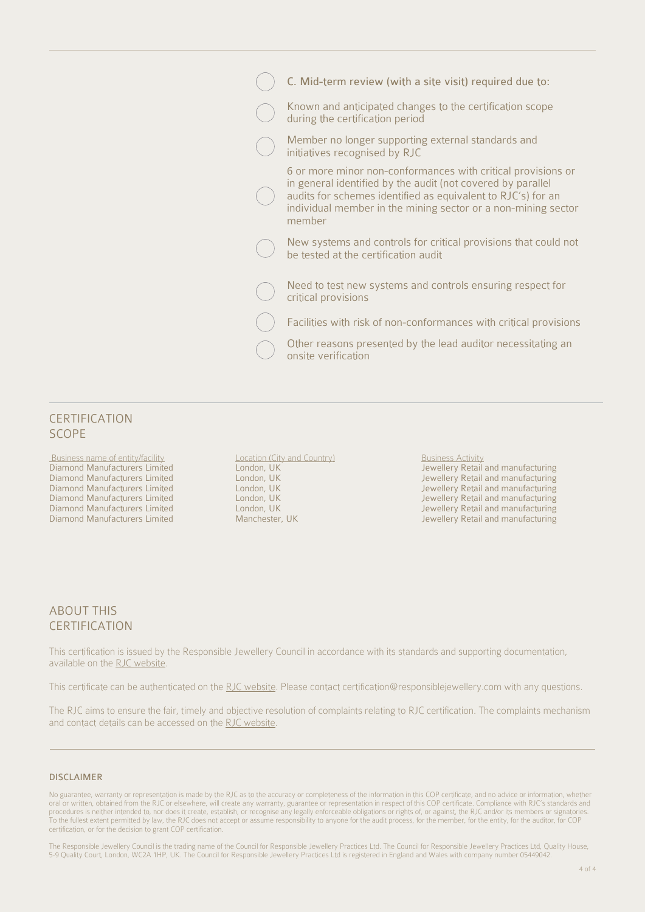- [ ] C. Mid-term review (with a site visit) required due to:
- [ ] Known and anticipated changes to the certification scope during the certification period
- [ ] Member no longer supporting external standards and initiatives recognised by RJC
- [ ] 6 or more minor non-conformances with critical provisions or in general identified by the audit (not covered by parallel audits for schemes identified as equivalent to RJC's) for an individual member in the mining sector or a non-mining sector member
- [ ] New systems and controls for critical provisions that could not be tested at the certification audit
- [ ] Need to test new systems and controls ensuring respect for critical provisions
- [ ] Facilities with risk of non-conformances with critical provisions
- [ ] Other reasons presented by the lead auditor necessitating an onsite verification

## CERTIFICATION SCOPE

| Business name of entity/facility | Location (City and Country) | Business Activity |
|---|---|---|
| Diamond Manufacturers Limited | London, UK | Jewellery Retail and manufacturing |
| Diamond Manufacturers Limited | London, UK | Jewellery Retail and manufacturing |
| Diamond Manufacturers Limited | London, UK | Jewellery Retail and manufacturing |
| Diamond Manufacturers Limited | London, UK | Jewellery Retail and manufacturing |
| Diamond Manufacturers Limited | London, UK | Jewellery Retail and manufacturing |
| Diamond Manufacturers Limited | Manchester, UK | Jewellery Retail and manufacturing |

## ABOUT THIS CERTIFICATION

This certification is issued by the Responsible Jewellery Council in accordance with its standards and supporting documentation, available on the RJC website.

This certificate can be authenticated on the RJC website. Please contact certification@responsiblejewellery.com with any questions.

The RJC aims to ensure the fair, timely and objective resolution of complaints relating to RJC certification. The complaints mechanism and contact details can be accessed on the RJC website.

#### DISCLAIMER

No guarantee, warranty or representation is made by the RJC as to the accuracy or completeness of the information in this COP certificate, and no advice or information, whether oral or written, obtained from the RJC or elsewhere, will create any warranty, guarantee or representation in respect of this COP certificate. Compliance with RJC's standards and procedures is neither intended to, nor does it create, establish, or recognise any legally enforceable obligations or rights of, or against, the RJC and/or its members or signatories. To the fullest extent permitted by law, the RJC does not accept or assume responsibility to anyone for the audit process, for the member, for the entity, for the auditor, for COP certification, or for the decision to grant COP certification.

The Responsible Jewellery Council is the trading name of the Council for Responsible Jewellery Practices Ltd. The Council for Responsible Jewellery Practices Ltd, Quality House, 5-9 Quality Court, London, WC2A 1HP, UK. The Council for Responsible Jewellery Practices Ltd is registered in England and Wales with company number 05449042.